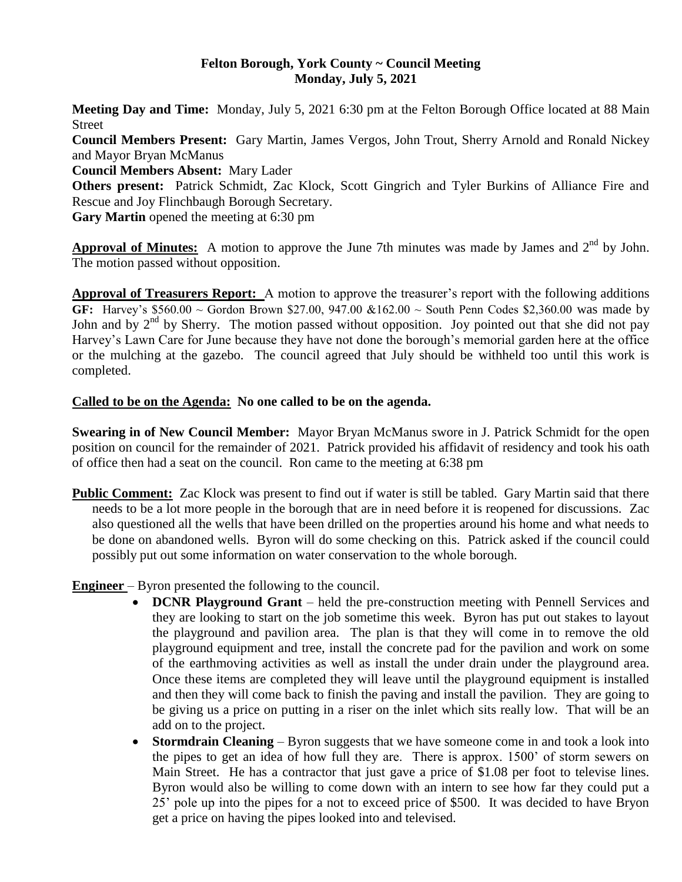# Felton Borough, York County ~ Council Meeting
## Monday, July 5, 2021

**Meeting Day and Time:** Monday, July 5, 2021 6:30 pm at the Felton Borough Office located at 88 Main Street

**Council Members Present:** Gary Martin, James Vergos, John Trout, Sherry Arnold and Ronald Nickey and Mayor Bryan McManus

**Council Members Absent:** Mary Lader

**Others present:** Patrick Schmidt, Zac Klock, Scott Gingrich and Tyler Burkins of Alliance Fire and Rescue and Joy Flinchbaugh Borough Secretary.

**Gary Martin** opened the meeting at 6:30 pm

**Approval of Minutes:** A motion to approve the June 7th minutes was made by James and 2nd by John. The motion passed without opposition.

**Approval of Treasurers Report:** A motion to approve the treasurer's report with the following additions **GF:** Harvey's \$560.00 ~ Gordon Brown \$27.00, 947.00 &162.00 ~ South Penn Codes \$2,360.00 was made by John and by 2nd by Sherry. The motion passed without opposition. Joy pointed out that she did not pay Harvey's Lawn Care for June because they have not done the borough's memorial garden here at the office or the mulching at the gazebo. The council agreed that July should be withheld too until this work is completed.

**Called to be on the Agenda: No one called to be on the agenda.**

**Swearing in of New Council Member:** Mayor Bryan McManus swore in J. Patrick Schmidt for the open position on council for the remainder of 2021. Patrick provided his affidavit of residency and took his oath of office then had a seat on the council. Ron came to the meeting at 6:38 pm

**Public Comment:** Zac Klock was present to find out if water is still be tabled. Gary Martin said that there needs to be a lot more people in the borough that are in need before it is reopened for discussions. Zac also questioned all the wells that have been drilled on the properties around his home and what needs to be done on abandoned wells. Byron will do some checking on this. Patrick asked if the council could possibly put out some information on water conservation to the whole borough.

**Engineer** – Byron presented the following to the council.

- **DCNR Playground Grant** – held the pre-construction meeting with Pennell Services and they are looking to start on the job sometime this week. Byron has put out stakes to layout the playground and pavilion area. The plan is that they will come in to remove the old playground equipment and tree, install the concrete pad for the pavilion and work on some of the earthmoving activities as well as install the under drain under the playground area. Once these items are completed they will leave until the playground equipment is installed and then they will come back to finish the paving and install the pavilion. They are going to be giving us a price on putting in a riser on the inlet which sits really low. That will be an add on to the project.
- **Stormdrain Cleaning** – Byron suggests that we have someone come in and took a look into the pipes to get an idea of how full they are. There is approx. 1500' of storm sewers on Main Street. He has a contractor that just gave a price of \$1.08 per foot to televise lines. Byron would also be willing to come down with an intern to see how far they could put a 25' pole up into the pipes for a not to exceed price of \$500. It was decided to have Bryon get a price on having the pipes looked into and televised.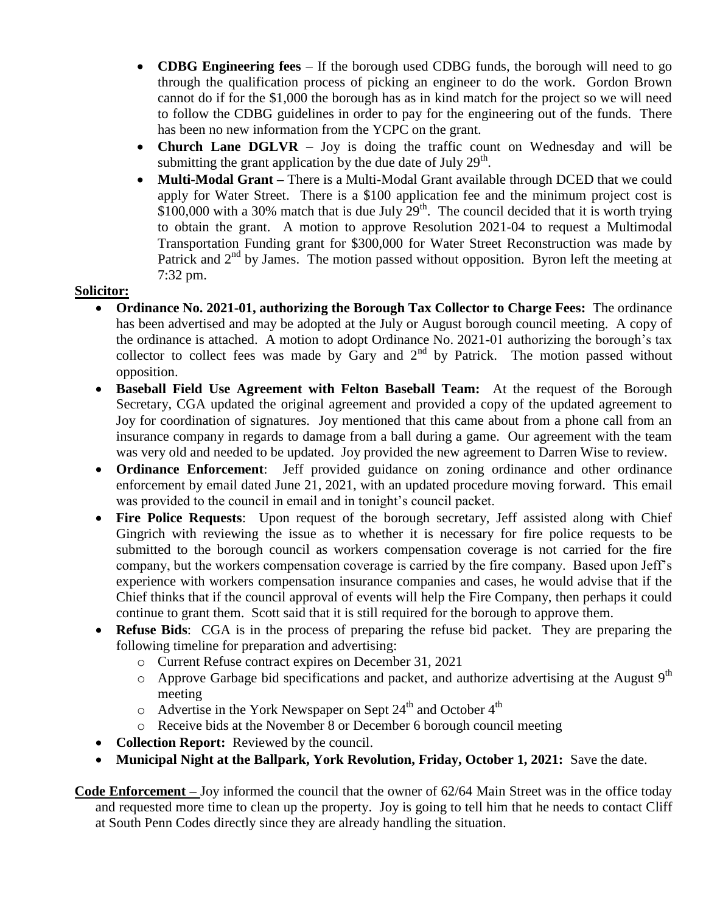- **CDBG Engineering fees** – If the borough used CDBG funds, the borough will need to go through the qualification process of picking an engineer to do the work. Gordon Brown cannot do if for the $1,000 the borough has as in kind match for the project so we will need to follow the CDBG guidelines in order to pay for the engineering out of the funds. There has been no new information from the YCPC on the grant.
- **Church Lane DGLVR** – Joy is doing the traffic count on Wednesday and will be submitting the grant application by the due date of July 29th.
- **Multi-Modal Grant –** There is a Multi-Modal Grant available through DCED that we could apply for Water Street. There is a $100 application fee and the minimum project cost is $100,000 with a 30% match that is due July 29th. The council decided that it is worth trying to obtain the grant. A motion to approve Resolution 2021-04 to request a Multimodal Transportation Funding grant for $300,000 for Water Street Reconstruction was made by Patrick and 2nd by James. The motion passed without opposition. Byron left the meeting at 7:32 pm.

**Solicitor:**

- **Ordinance No. 2021-01, authorizing the Borough Tax Collector to Charge Fees:** The ordinance has been advertised and may be adopted at the July or August borough council meeting. A copy of the ordinance is attached. A motion to adopt Ordinance No. 2021-01 authorizing the borough's tax collector to collect fees was made by Gary and 2nd by Patrick. The motion passed without opposition.
- **Baseball Field Use Agreement with Felton Baseball Team:** At the request of the Borough Secretary, CGA updated the original agreement and provided a copy of the updated agreement to Joy for coordination of signatures. Joy mentioned that this came about from a phone call from an insurance company in regards to damage from a ball during a game. Our agreement with the team was very old and needed to be updated. Joy provided the new agreement to Darren Wise to review.
- **Ordinance Enforcement**: Jeff provided guidance on zoning ordinance and other ordinance enforcement by email dated June 21, 2021, with an updated procedure moving forward. This email was provided to the council in email and in tonight's council packet.
- **Fire Police Requests**: Upon request of the borough secretary, Jeff assisted along with Chief Gingrich with reviewing the issue as to whether it is necessary for fire police requests to be submitted to the borough council as workers compensation coverage is not carried for the fire company, but the workers compensation coverage is carried by the fire company. Based upon Jeff's experience with workers compensation insurance companies and cases, he would advise that if the Chief thinks that if the council approval of events will help the Fire Company, then perhaps it could continue to grant them. Scott said that it is still required for the borough to approve them.
- **Refuse Bids**: CGA is in the process of preparing the refuse bid packet. They are preparing the following timeline for preparation and advertising:
  - Current Refuse contract expires on December 31, 2021
  - Approve Garbage bid specifications and packet, and authorize advertising at the August 9th meeting
  - Advertise in the York Newspaper on Sept 24th and October 4th
  - Receive bids at the November 8 or December 6 borough council meeting
- **Collection Report:** Reviewed by the council.
- **Municipal Night at the Ballpark, York Revolution, Friday, October 1, 2021:** Save the date.

**Code Enforcement –** Joy informed the council that the owner of 62/64 Main Street was in the office today and requested more time to clean up the property. Joy is going to tell him that he needs to contact Cliff at South Penn Codes directly since they are already handling the situation.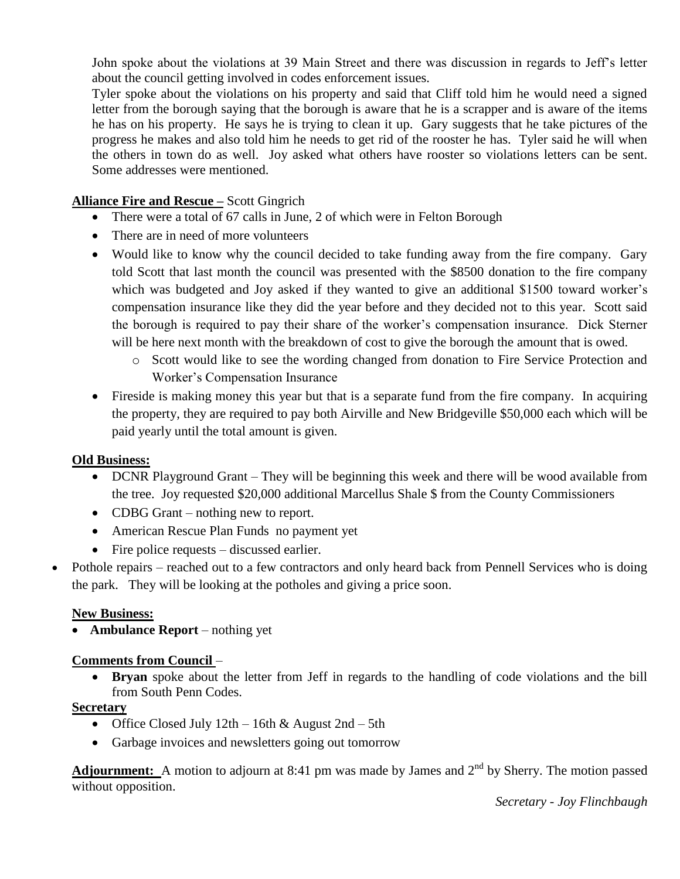John spoke about the violations at 39 Main Street and there was discussion in regards to Jeff's letter about the council getting involved in codes enforcement issues.

Tyler spoke about the violations on his property and said that Cliff told him he would need a signed letter from the borough saying that the borough is aware that he is a scrapper and is aware of the items he has on his property. He says he is trying to clean it up. Gary suggests that he take pictures of the progress he makes and also told him he needs to get rid of the rooster he has. Tyler said he will when the others in town do as well. Joy asked what others have rooster so violations letters can be sent. Some addresses were mentioned.

**Alliance Fire and Rescue –** Scott Gingrich

- There were a total of 67 calls in June, 2 of which were in Felton Borough
- There are in need of more volunteers
- Would like to know why the council decided to take funding away from the fire company. Gary told Scott that last month the council was presented with the $8500 donation to the fire company which was budgeted and Joy asked if they wanted to give an additional $1500 toward worker's compensation insurance like they did the year before and they decided not to this year. Scott said the borough is required to pay their share of the worker's compensation insurance. Dick Sterner will be here next month with the breakdown of cost to give the borough the amount that is owed.
    - Scott would like to see the wording changed from donation to Fire Service Protection and Worker's Compensation Insurance
- Fireside is making money this year but that is a separate fund from the fire company. In acquiring the property, they are required to pay both Airville and New Bridgeville $50,000 each which will be paid yearly until the total amount is given.

**Old Business:**

- DCNR Playground Grant – They will be beginning this week and there will be wood available from the tree. Joy requested $20,000 additional Marcellus Shale $ from the County Commissioners
- CDBG Grant – nothing new to report.
- American Rescue Plan Funds no payment yet
- Fire police requests – discussed earlier.
- Pothole repairs – reached out to a few contractors and only heard back from Pennell Services who is doing the park. They will be looking at the potholes and giving a price soon.

**New Business:**

- **Ambulance Report** – nothing yet

**Comments from Council** –

- **Bryan** spoke about the letter from Jeff in regards to the handling of code violations and the bill from South Penn Codes.

**Secretary**

- Office Closed July 12th – 16th & August 2nd – 5th
- Garbage invoices and newsletters going out tomorrow

**Adjournment:** A motion to adjourn at 8:41 pm was made by James and 2nd by Sherry. The motion passed without opposition.

*Secretary - Joy Flinchbaugh*